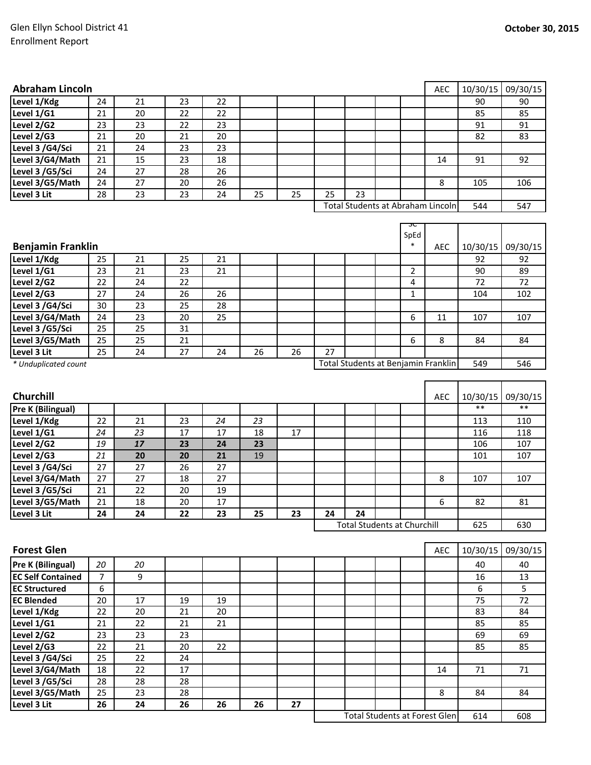Glen Ellyn School District 41
Enrollment Report

**October 30, 2015**

| **Abraham Lincoln** | | | | | | | | | | | AEC | 10/30/15 | 09/30/15 |
|---|---|---|---|---|---|---|---|---|---|---|---|---|---|
| **Level 1/Kdg** | 24 | 21 | 23 | 22 | | | | | | | | 90 | 90 |
| **Level 1/G1** | 21 | 20 | 22 | 22 | | | | | | | | 85 | 85 |
| **Level 2/G2** | 23 | 23 | 22 | 23 | | | | | | | | 91 | 91 |
| **Level 2/G3** | 21 | 20 | 21 | 20 | | | | | | | | 82 | 83 |
| **Level 3 /G4/Sci** | 21 | 24 | 23 | 23 | | | | | | | | | |
| **Level 3/G4/Math** | 21 | 15 | 23 | 18 | | | | | | | 14 | 91 | 92 |
| **Level 3 /G5/Sci** | 24 | 27 | 28 | 26 | | | | | | | | | |
| **Level 3/G5/Math** | 24 | 27 | 20 | 26 | | | | | | | 8 | 105 | 106 |
| **Level 3 Lit** | 28 | 23 | 23 | 24 | 25 | 25 | 25 | 23 | | | | | |
| | | | | | | | Total Students at Abraham Lincoln | | | | | 544 | 547 |

| **Benjamin Franklin** | | | | | | | | | | SC SpEd * | AEC | 10/30/15 | 09/30/15 |
|---|---|---|---|---|---|---|---|---|---|---|---|---|---|
| **Level 1/Kdg** | 25 | 21 | 25 | 21 | | | | | | | | 92 | 92 |
| **Level 1/G1** | 23 | 21 | 23 | 21 | | | | | | 2 | | 90 | 89 |
| **Level 2/G2** | 22 | 24 | 22 | | | | | | | 4 | | 72 | 72 |
| **Level 2/G3** | 27 | 24 | 26 | 26 | | | | | | 1 | | 104 | 102 |
| **Level 3 /G4/Sci** | 30 | 23 | 25 | 28 | | | | | | | | | |
| **Level 3/G4/Math** | 24 | 23 | 20 | 25 | | | | | | 6 | 11 | 107 | 107 |
| **Level 3 /G5/Sci** | 25 | 25 | 31 | | | | | | | | | | |
| **Level 3/G5/Math** | 25 | 25 | 21 | | | | | | | 6 | 8 | 84 | 84 |
| **Level 3 Lit** | 25 | 24 | 27 | 24 | 26 | 26 | 27 | | | | | | |
| *\* Unduplicated count* | | | | | | | Total Students at Benjamin Franklin | | | | | 549 | 546 |

| **Churchill** | | | | | | | | | | | AEC | 10/30/15 | 09/30/15 |
|---|---|---|---|---|---|---|---|---|---|---|---|---|---|
| **Pre K (Bilingual)** | | | | | | | | | | | | ** | ** |
| **Level 1/Kdg** | 22 | 21 | 23 | *24* | *23* | | | | | | | 113 | 110 |
| **Level 1/G1** | *24* | *23* | 17 | 17 | 18 | 17 | | | | | | 116 | 118 |
| **Level 2/G2** | *19* | ***17*** | **23** | **24** | **23** | | | | | | | 106 | 107 |
| **Level 2/G3** | *21* | **20** | **20** | **21** | 19 | | | | | | | 101 | 107 |
| **Level 3 /G4/Sci** | 27 | 27 | 26 | 27 | | | | | | | | | |
| **Level 3/G4/Math** | 27 | 27 | 18 | 27 | | | | | | | 8 | 107 | 107 |
| **Level 3 /G5/Sci** | 21 | 22 | 20 | 19 | | | | | | | | | |
| **Level 3/G5/Math** | 21 | 18 | 20 | 17 | | | | | | | 6 | 82 | 81 |
| **Level 3 Lit** | **24** | **24** | **22** | **23** | **25** | **23** | **24** | **24** | | | | | |
| | | | | | | | Total Students at Churchill | | | | | 625 | 630 |

| **Forest Glen** | | | | | | | | | | | AEC | 10/30/15 | 09/30/15 |
|---|---|---|---|---|---|---|---|---|---|---|---|---|---|
| **Pre K (Bilingual)** | *20* | *20* | | | | | | | | | | 40 | 40 |
| **EC Self Contained** | 7 | 9 | | | | | | | | | | 16 | 13 |
| **EC Structured** | 6 | | | | | | | | | | | 6 | 5 |
| **EC Blended** | 20 | 17 | 19 | 19 | | | | | | | | 75 | 72 |
| **Level 1/Kdg** | 22 | 20 | 21 | 20 | | | | | | | | 83 | 84 |
| **Level 1/G1** | 21 | 22 | 21 | 21 | | | | | | | | 85 | 85 |
| **Level 2/G2** | 23 | 23 | 23 | | | | | | | | | 69 | 69 |
| **Level 2/G3** | 22 | 21 | 20 | 22 | | | | | | | | 85 | 85 |
| **Level 3 /G4/Sci** | 25 | 22 | 24 | | | | | | | | | | |
| **Level 3/G4/Math** | 18 | 22 | 17 | | | | | | | | 14 | 71 | 71 |
| **Level 3 /G5/Sci** | 28 | 28 | 28 | | | | | | | | | | |
| **Level 3/G5/Math** | 25 | 23 | 28 | | | | | | | | 8 | 84 | 84 |
| **Level 3 Lit** | **26** | **24** | **26** | **26** | **26** | **27** | | | | | | | |
| | | | | | | | Total Students at Forest Glen | | | | | 614 | 608 |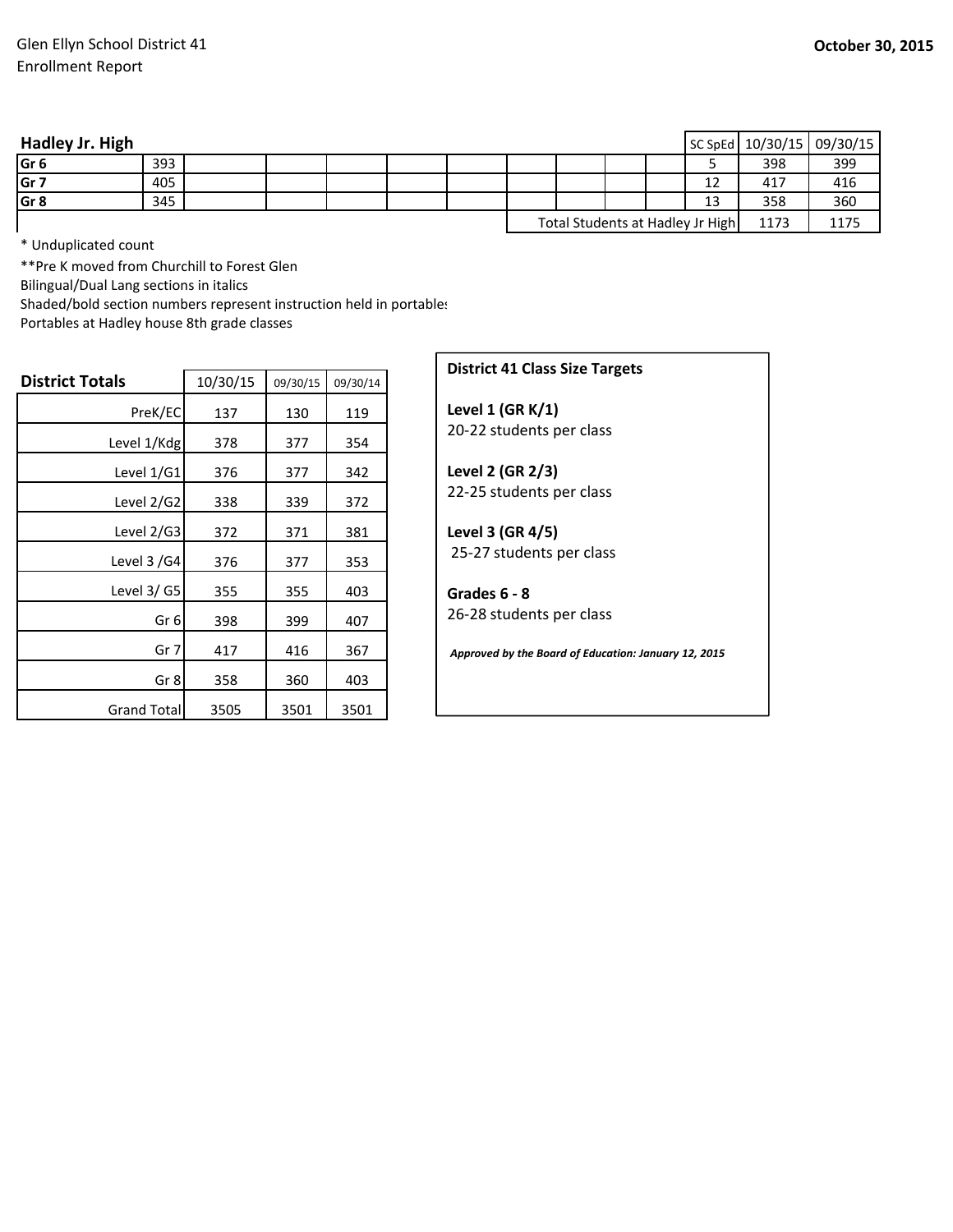Glen Ellyn School District 41
Enrollment Report

**October 30, 2015**

| **Hadley Jr. High** | | | | | | | | | | | | SC SpEd | 10/30/15 | 09/30/15 |
|---|---|---|---|---|---|---|---|---|---|---|---|---|---|---|
| **Gr 6** | 393 | | | | | | | | | | | 5 | 398 | 399 |
| **Gr 7** | 405 | | | | | | | | | | | 12 | 417 | 416 |
| **Gr 8** | 345 | | | | | | | | | | | 13 | 358 | 360 |
| | | | | | | | | | | | | Total Students at Hadley Jr High | 1173 | 1175 |

\* Unduplicated count

**Pre K moved from Churchill to Forest Glen

Bilingual/Dual Lang sections in italics

Shaded/bold section numbers represent instruction held in portables

Portables at Hadley house 8th grade classes

| **District Totals** | 10/30/15 | 09/30/15 | 09/30/14 |
|---|---|---|---|
| PreK/EC | 137 | 130 | 119 |
| Level 1/Kdg | 378 | 377 | 354 |
| Level 1/G1 | 376 | 377 | 342 |
| Level 2/G2 | 338 | 339 | 372 |
| Level 2/G3 | 372 | 371 | 381 |
| Level 3 /G4 | 376 | 377 | 353 |
| Level 3/ G5 | 355 | 355 | 403 |
| Gr 6 | 398 | 399 | 407 |
| Gr 7 | 417 | 416 | 367 |
| Gr 8 | 358 | 360 | 403 |
| Grand Total | 3505 | 3501 | 3501 |

**District 41 Class Size Targets**

**Level 1 (GR K/1)**
20-22 students per class

**Level 2 (GR 2/3)**
22-25 students per class

**Level 3 (GR 4/5)**
25-27 students per class

**Grades 6 - 8**
26-28 students per class

***Approved by the Board of Education: January 12, 2015***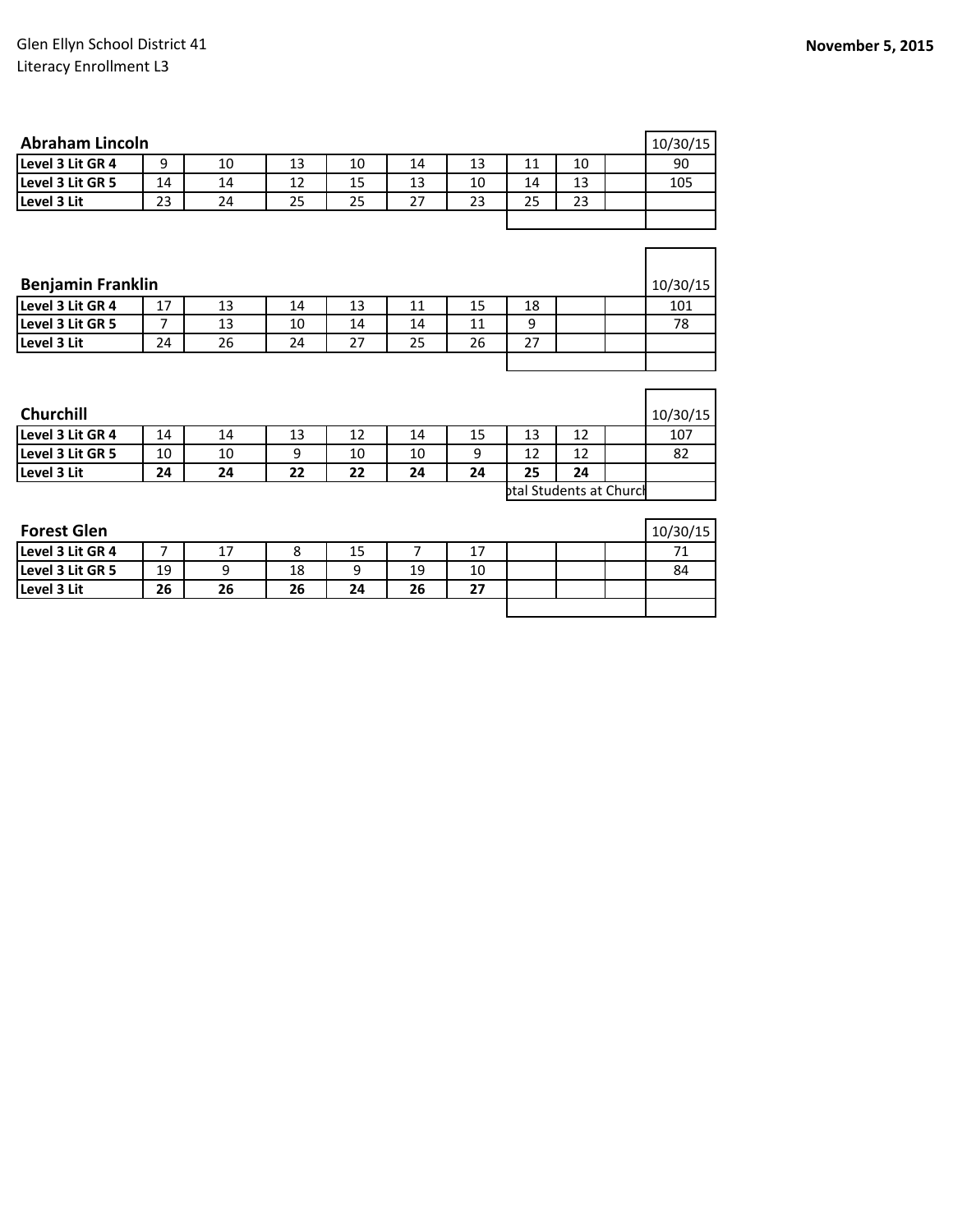Glen Ellyn School District 41
Literacy Enrollment L3

**November 5, 2015**

## Abraham Lincoln

| | | | | | | | | | | 10/30/15 |
|---|---|---|---|---|---|---|---|---|---|---|
| **Level 3 Lit GR 4** | 9 | 10 | 13 | 10 | 14 | 13 | 11 | 10 | | 90 |
| **Level 3 Lit GR 5** | 14 | 14 | 12 | 15 | 13 | 10 | 14 | 13 | | 105 |
| **Level 3 Lit** | 23 | 24 | 25 | 25 | 27 | 23 | 25 | 23 | | |

## Benjamin Franklin

| | | | | | | | | | | 10/30/15 |
|---|---|---|---|---|---|---|---|---|---|---|
| **Level 3 Lit GR 4** | 17 | 13 | 14 | 13 | 11 | 15 | 18 | | | 101 |
| **Level 3 Lit GR 5** | 7 | 13 | 10 | 14 | 14 | 11 | 9 | | | 78 |
| **Level 3 Lit** | 24 | 26 | 24 | 27 | 25 | 26 | 27 | | | |

## Churchill

| | | | | | | | | | | 10/30/15 |
|---|---|---|---|---|---|---|---|---|---|---|
| **Level 3 Lit GR 4** | 14 | 14 | 13 | 12 | 14 | 15 | 13 | 12 | | 107 |
| **Level 3 Lit GR 5** | 10 | 10 | 9 | 10 | 10 | 9 | 12 | 12 | | 82 |
| **Level 3 Lit** | **24** | **24** | **22** | **22** | **24** | **24** | **25** | **24** | | |
| | | | | | | | otal Students at Church | | | |

## Forest Glen

| | | | | | | | | | | 10/30/15 |
|---|---|---|---|---|---|---|---|---|---|---|
| **Level 3 Lit GR 4** | 7 | 17 | 8 | 15 | 7 | 17 | | | | 71 |
| **Level 3 Lit GR 5** | 19 | 9 | 18 | 9 | 19 | 10 | | | | 84 |
| **Level 3 Lit** | **26** | **26** | **26** | **24** | **26** | **27** | | | | |